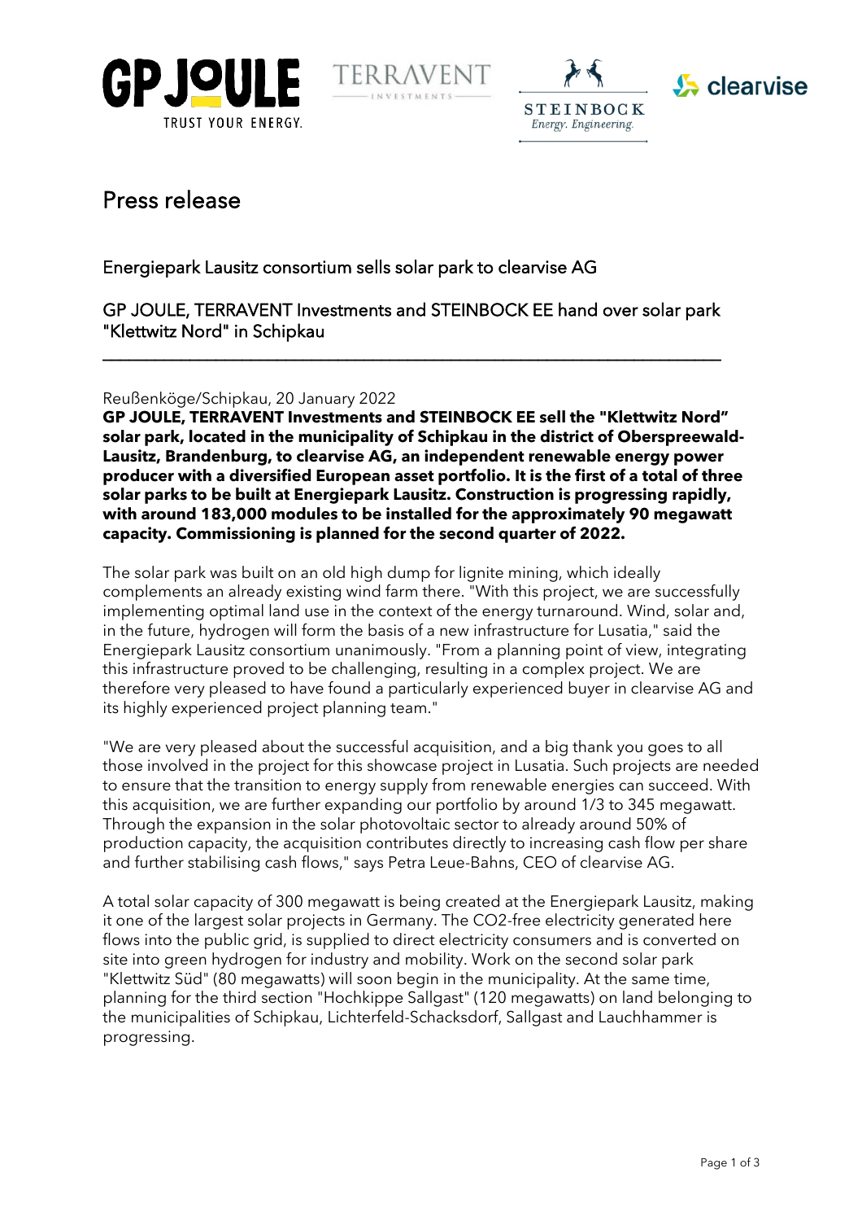# Press release

## Energiepark Lausitz consortium sells solar park to clearvise AG

## GP JOULE, TERRAVENT Investments and STEINBOCK EE hand over solar park "Klettwitz Nord" in Schipkau

---

Reußenköge/Schipkau, 20 January 2022

**GP JOULE, TERRAVENT Investments and STEINBOCK EE sell the "Klettwitz Nord" solar park, located in the municipality of Schipkau in the district of Oberspreewald-Lausitz, Brandenburg, to clearvise AG, an independent renewable energy power producer with a diversified European asset portfolio. It is the first of a total of three solar parks to be built at Energiepark Lausitz. Construction is progressing rapidly, with around 183,000 modules to be installed for the approximately 90 megawatt capacity. Commissioning is planned for the second quarter of 2022.**

The solar park was built on an old high dump for lignite mining, which ideally complements an already existing wind farm there. "With this project, we are successfully implementing optimal land use in the context of the energy turnaround. Wind, solar and, in the future, hydrogen will form the basis of a new infrastructure for Lusatia," said the Energiepark Lausitz consortium unanimously. "From a planning point of view, integrating this infrastructure proved to be challenging, resulting in a complex project. We are therefore very pleased to have found a particularly experienced buyer in clearvise AG and its highly experienced project planning team."

"We are very pleased about the successful acquisition, and a big thank you goes to all those involved in the project for this showcase project in Lusatia. Such projects are needed to ensure that the transition to energy supply from renewable energies can succeed. With this acquisition, we are further expanding our portfolio by around 1/3 to 345 megawatt. Through the expansion in the solar photovoltaic sector to already around 50% of production capacity, the acquisition contributes directly to increasing cash flow per share and further stabilising cash flows," says Petra Leue-Bahns, CEO of clearvise AG.

A total solar capacity of 300 megawatt is being created at the Energiepark Lausitz, making it one of the largest solar projects in Germany. The $CO_2$-free electricity generated here flows into the public grid, is supplied to direct electricity consumers and is converted on site into green hydrogen for industry and mobility. Work on the second solar park "Klettwitz Süd" (80 megawatts) will soon begin in the municipality. At the same time, planning for the third section "Hochkippe Sallgast" (120 megawatts) on land belonging to the municipalities of Schipkau, Lichterfeld-Schacksdorf, Sallgast and Lauchhammer is progressing.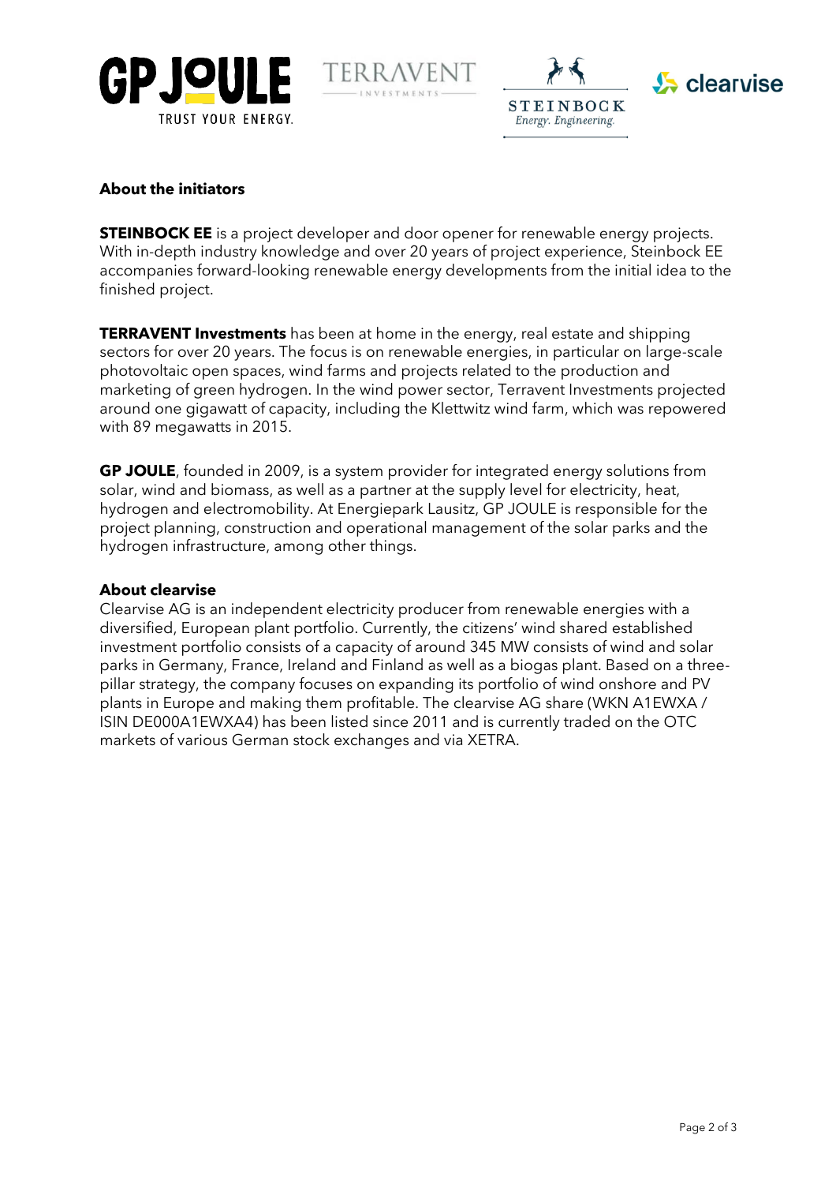**About the initiators**

**STEINBOCK EE** is a project developer and door opener for renewable energy projects. With in-depth industry knowledge and over 20 years of project experience, Steinbock EE accompanies forward-looking renewable energy developments from the initial idea to the finished project.

**TERRAVENT Investments** has been at home in the energy, real estate and shipping sectors for over 20 years. The focus is on renewable energies, in particular on large-scale photovoltaic open spaces, wind farms and projects related to the production and marketing of green hydrogen. In the wind power sector, Terravent Investments projected around one gigawatt of capacity, including the Klettwitz wind farm, which was repowered with 89 megawatts in 2015.

**GP JOULE**, founded in 2009, is a system provider for integrated energy solutions from solar, wind and biomass, as well as a partner at the supply level for electricity, heat, hydrogen and electromobility. At Energiepark Lausitz, GP JOULE is responsible for the project planning, construction and operational management of the solar parks and the hydrogen infrastructure, among other things.

**About clearvise**

Clearvise AG is an independent electricity producer from renewable energies with a diversified, European plant portfolio. Currently, the citizens' wind shared established investment portfolio consists of a capacity of around 345 MW consists of wind and solar parks in Germany, France, Ireland and Finland as well as a biogas plant. Based on a three-pillar strategy, the company focuses on expanding its portfolio of wind onshore and PV plants in Europe and making them profitable. The clearvise AG share (WKN A1EWXA / ISIN DE000A1EWXA4) has been listed since 2011 and is currently traded on the OTC markets of various German stock exchanges and via XETRA.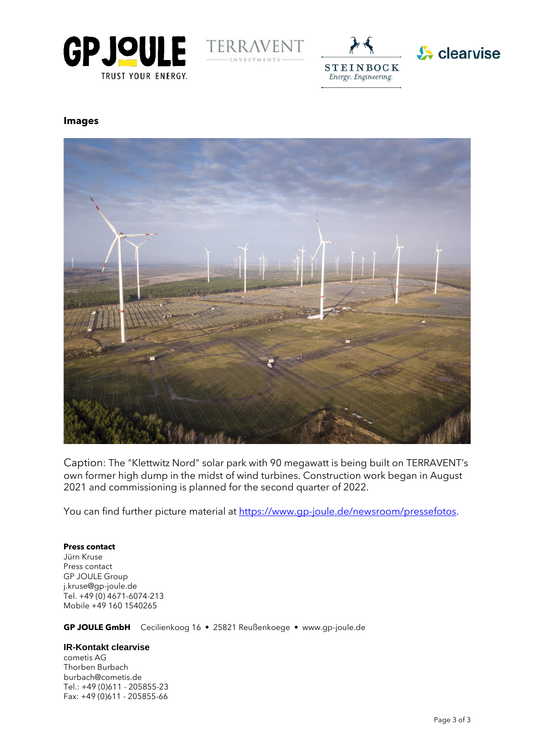**Images**

Caption: The "Klettwitz Nord" solar park with 90 megawatt is being built on TERRAVENT's own former high dump in the midst of wind turbines. Construction work began in August 2021 and commissioning is planned for the second quarter of 2022.

You can find further picture material at https://www.gp-joule.de/newsroom/pressefotos.

**Press contact**
Jürn Kruse
Press contact
GP JOULE Group
j.kruse@gp-joule.de
Tel. +49 (0) 4671-6074-213
Mobile +49 160 1540265

**GP JOULE GmbH** Cecilienkoog 16 • 25821 Reußenkoege • www.gp-joule.de

**IR-Kontakt clearvise**
cometis AG
Thorben Burbach
burbach@cometis.de
Tel.: +49 (0)611 - 205855-23
Fax: +49 (0)611 - 205855-66